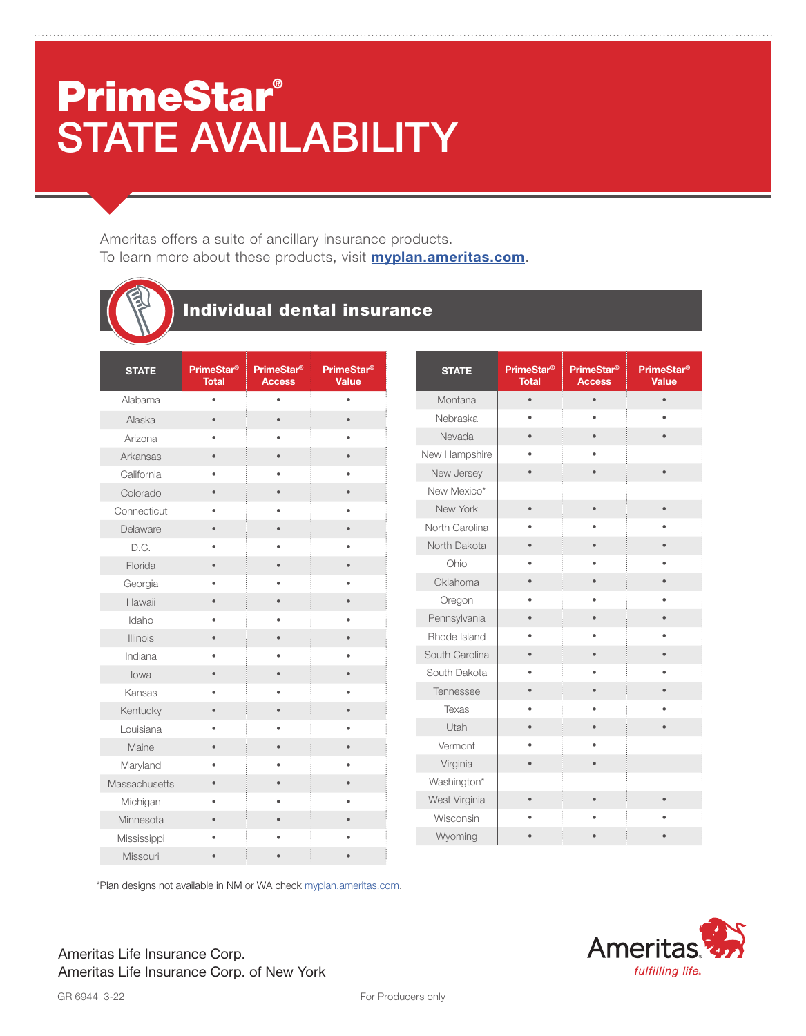# PrimeStar®
# STATE AVAILABILITY

Ameritas offers a suite of ancillary insurance products.
To learn more about these products, visit **myplan.ameritas.com**.

## Individual dental insurance

| STATE | PrimeStar® Total | PrimeStar® Access | PrimeStar® Value |
|---|---|---|---|
| Alabama | • | • | • |
| Alaska | • | • | • |
| Arizona | • | • | • |
| Arkansas | • | • | • |
| California | • | • | • |
| Colorado | • | • | • |
| Connecticut | • | • | • |
| Delaware | • | • | • |
| D.C. | • | • | • |
| Florida | • | • | • |
| Georgia | • | • | • |
| Hawaii | • | • | • |
| Idaho | • | • | • |
| Illinois | • | • | • |
| Indiana | • | • | • |
| Iowa | • | • | • |
| Kansas | • | • | • |
| Kentucky | • | • | • |
| Louisiana | • | • | • |
| Maine | • | • | • |
| Maryland | • | • | • |
| Massachusetts | • | • | • |
| Michigan | • | • | • |
| Minnesota | • | • | • |
| Mississippi | • | • | • |
| Missouri | • | • | • |
| Montana | • | • | • |
| Nebraska | • | • | • |
| Nevada | • | • | • |
| New Hampshire | • | • | |
| New Jersey | • | • | • |
| New Mexico* | | | |
| New York | • | • | • |
| North Carolina | • | • | • |
| North Dakota | • | • | • |
| Ohio | • | • | • |
| Oklahoma | • | • | • |
| Oregon | • | • | • |
| Pennsylvania | • | • | • |
| Rhode Island | • | • | • |
| South Carolina | • | • | • |
| South Dakota | • | • | • |
| Tennessee | • | • | • |
| Texas | • | • | • |
| Utah | • | • | • |
| Vermont | • | • | |
| Virginia | • | • | |
| Washington* | | | |
| West Virginia | • | • | • |
| Wisconsin | • | • | • |
| Wyoming | • | • | • |

*Plan designs not available in NM or WA check myplan.ameritas.com.

Ameritas Life Insurance Corp.
Ameritas Life Insurance Corp. of New York

Ameritas® *fulfilling life.*

GR 6944 3-22

For Producers only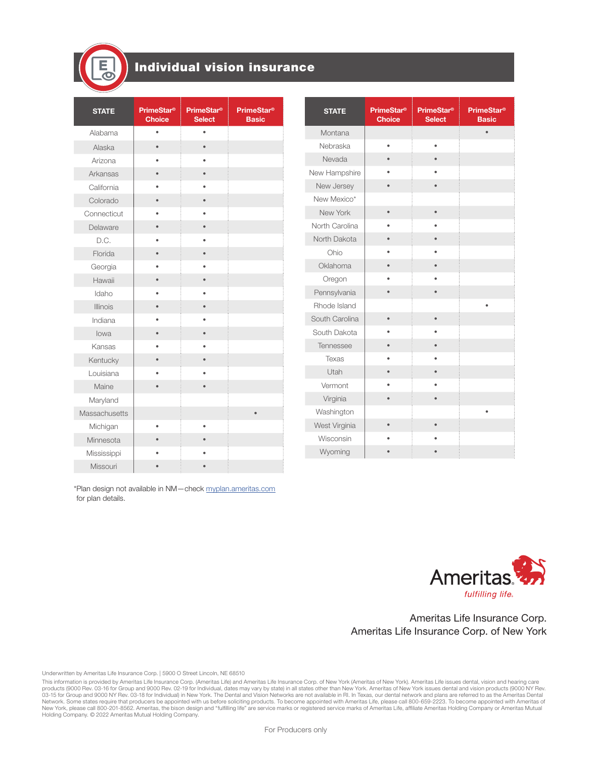# Individual vision insurance

| STATE | PrimeStar® Choice | PrimeStar® Select | PrimeStar® Basic |
|---|---|---|---|
| Alabama | • | • | |
| Alaska | • | • | |
| Arizona | • | • | |
| Arkansas | • | • | |
| California | • | • | |
| Colorado | • | • | |
| Connecticut | • | • | |
| Delaware | • | • | |
| D.C. | • | • | |
| Florida | • | • | |
| Georgia | • | • | |
| Hawaii | • | • | |
| Idaho | • | • | |
| Illinois | • | • | |
| Indiana | • | • | |
| Iowa | • | • | |
| Kansas | • | • | |
| Kentucky | • | • | |
| Louisiana | • | • | |
| Maine | • | • | |
| Maryland | | | |
| Massachusetts | | | • |
| Michigan | • | • | |
| Minnesota | • | • | |
| Mississippi | • | • | |
| Missouri | • | • | |
| Montana | | | • |
| Nebraska | • | • | |
| Nevada | • | • | |
| New Hampshire | • | • | |
| New Jersey | • | • | |
| New Mexico* | | | |
| New York | • | • | |
| North Carolina | • | • | |
| North Dakota | • | • | |
| Ohio | • | • | |
| Oklahoma | • | • | |
| Oregon | • | • | |
| Pennsylvania | • | • | |
| Rhode Island | | | • |
| South Carolina | • | • | |
| South Dakota | • | • | |
| Tennessee | • | • | |
| Texas | • | • | |
| Utah | • | • | |
| Vermont | • | • | |
| Virginia | • | • | |
| Washington | | | • |
| West Virginia | • | • | |
| Wisconsin | • | • | |
| Wyoming | • | • | |

*Plan design not available in NM—check myplan.ameritas.com for plan details.

Ameritas
*fulfilling life.*

Ameritas Life Insurance Corp.
Ameritas Life Insurance Corp. of New York

Underwritten by Ameritas Life Insurance Corp. | 5900 O Street Lincoln, NE 68510

This information is provided by Ameritas Life Insurance Corp. (Ameritas Life) and Ameritas Life Insurance Corp. of New York (Ameritas of New York). Ameritas Life issues dental, vision and hearing care products (9000 Rev. 03-16 for Group and 9000 Rev. 02-19 for Individual, dates may vary by state) in all states other than New York. Ameritas of New York issues dental and vision products (9000 NY Rev. 03-15 for Group and 9000 NY Rev. 03-18 for Individual) in New York. The Dental and Vision Networks are not available in RI. In Texas, our dental network and plans are referred to as the Ameritas Dental Network. Some states require that producers be appointed with us before soliciting products. To become appointed with Ameritas Life, please call 800-659-2223. To become appointed with Ameritas of New York, please call 800-201-8562. Ameritas, the bison design and "fulfilling life" are service marks or registered service marks of Ameritas Life, affiliate Ameritas Holding Company or Ameritas Mutual Holding Company. © 2022 Ameritas Mutual Holding Company.

For Producers only